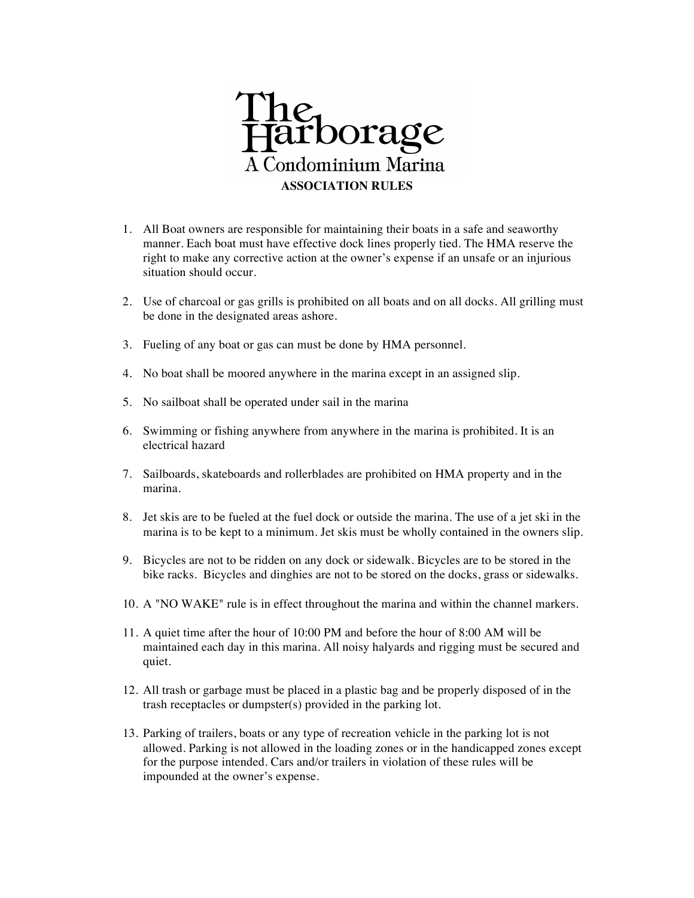# The Harborage

## A Condominium Marina

**ASSOCIATION RULES**

1. All Boat owners are responsible for maintaining their boats in a safe and seaworthy manner. Each boat must have effective dock lines properly tied. The HMA reserve the right to make any corrective action at the owner's expense if an unsafe or an injurious situation should occur.

2. Use of charcoal or gas grills is prohibited on all boats and on all docks. All grilling must be done in the designated areas ashore.

3. Fueling of any boat or gas can must be done by HMA personnel.

4. No boat shall be moored anywhere in the marina except in an assigned slip.

5. No sailboat shall be operated under sail in the marina

6. Swimming or fishing anywhere from anywhere in the marina is prohibited. It is an electrical hazard

7. Sailboards, skateboards and rollerblades are prohibited on HMA property and in the marina.

8. Jet skis are to be fueled at the fuel dock or outside the marina. The use of a jet ski in the marina is to be kept to a minimum. Jet skis must be wholly contained in the owners slip.

9. Bicycles are not to be ridden on any dock or sidewalk. Bicycles are to be stored in the bike racks. Bicycles and dinghies are not to be stored on the docks, grass or sidewalks.

10. A "NO WAKE" rule is in effect throughout the marina and within the channel markers.

11. A quiet time after the hour of 10:00 PM and before the hour of 8:00 AM will be maintained each day in this marina. All noisy halyards and rigging must be secured and quiet.

12. All trash or garbage must be placed in a plastic bag and be properly disposed of in the trash receptacles or dumpster(s) provided in the parking lot.

13. Parking of trailers, boats or any type of recreation vehicle in the parking lot is not allowed. Parking is not allowed in the loading zones or in the handicapped zones except for the purpose intended. Cars and/or trailers in violation of these rules will be impounded at the owner's expense.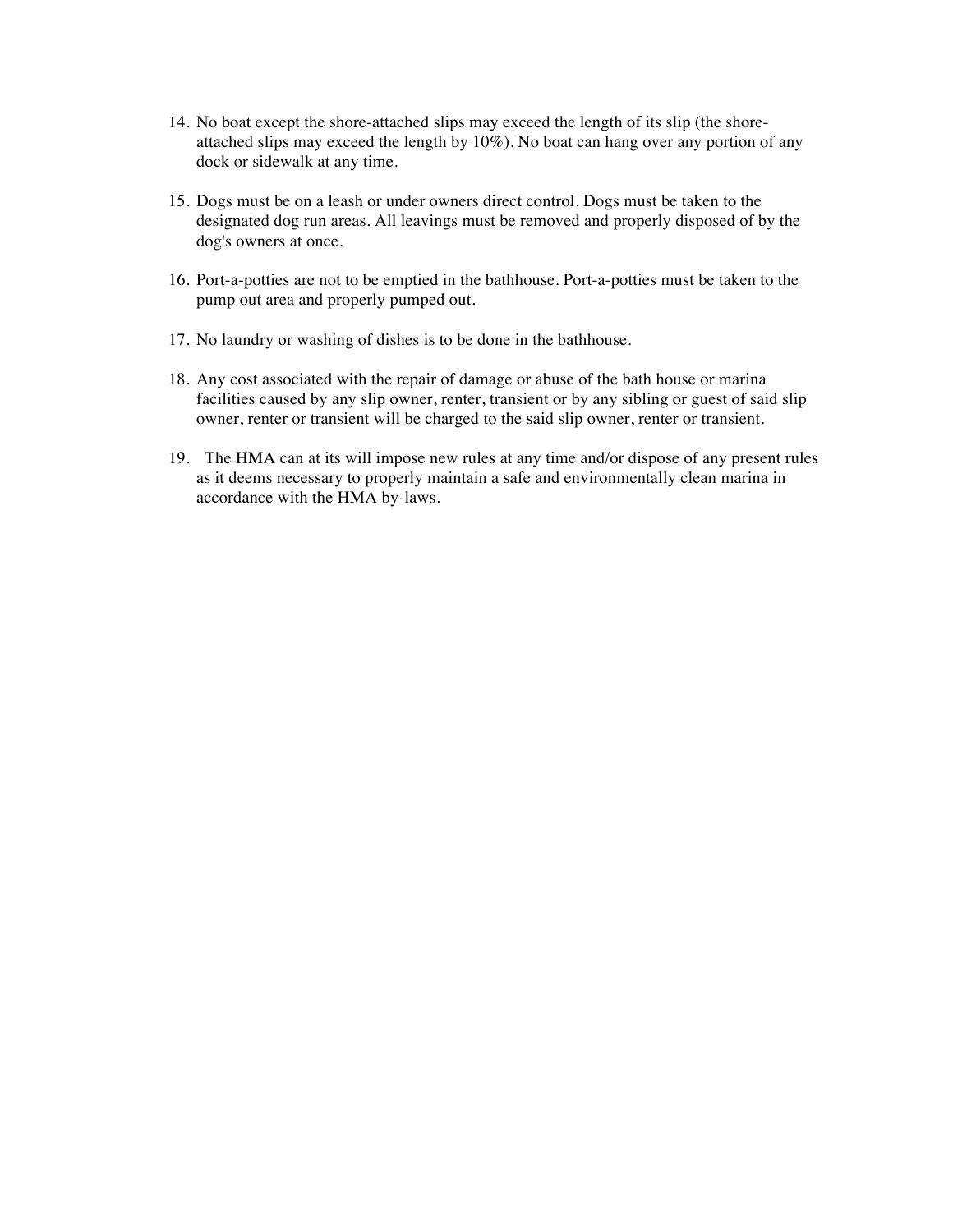14. No boat except the shore-attached slips may exceed the length of its slip (the shore-attached slips may exceed the length by 10%). No boat can hang over any portion of any dock or sidewalk at any time.

15. Dogs must be on a leash or under owners direct control. Dogs must be taken to the designated dog run areas. All leavings must be removed and properly disposed of by the dog's owners at once.

16. Port-a-potties are not to be emptied in the bathhouse. Port-a-potties must be taken to the pump out area and properly pumped out.

17. No laundry or washing of dishes is to be done in the bathhouse.

18. Any cost associated with the repair of damage or abuse of the bath house or marina facilities caused by any slip owner, renter, transient or by any sibling or guest of said slip owner, renter or transient will be charged to the said slip owner, renter or transient.

19. The HMA can at its will impose new rules at any time and/or dispose of any present rules as it deems necessary to properly maintain a safe and environmentally clean marina in accordance with the HMA by-laws.